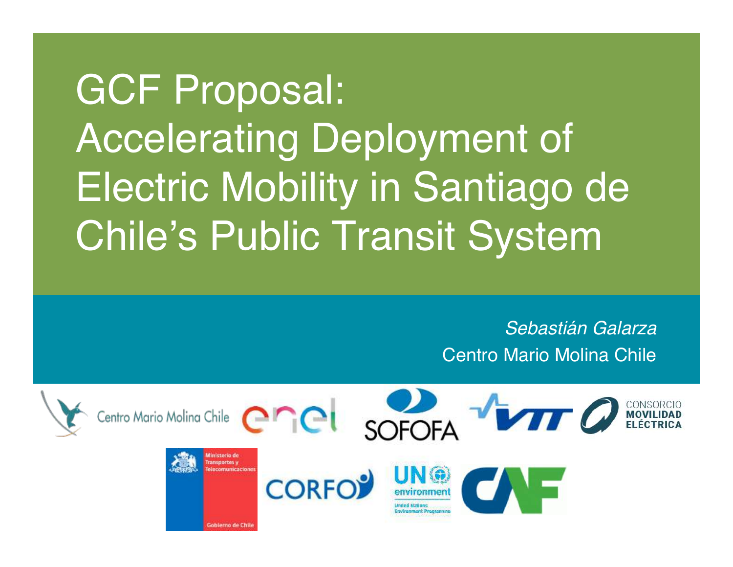# GCF Proposal: Accelerating Deployment of Electric Mobility in Santiago de Chile's Public Transit System

*Sebastián Galarza*

Centro Mario Molina Chile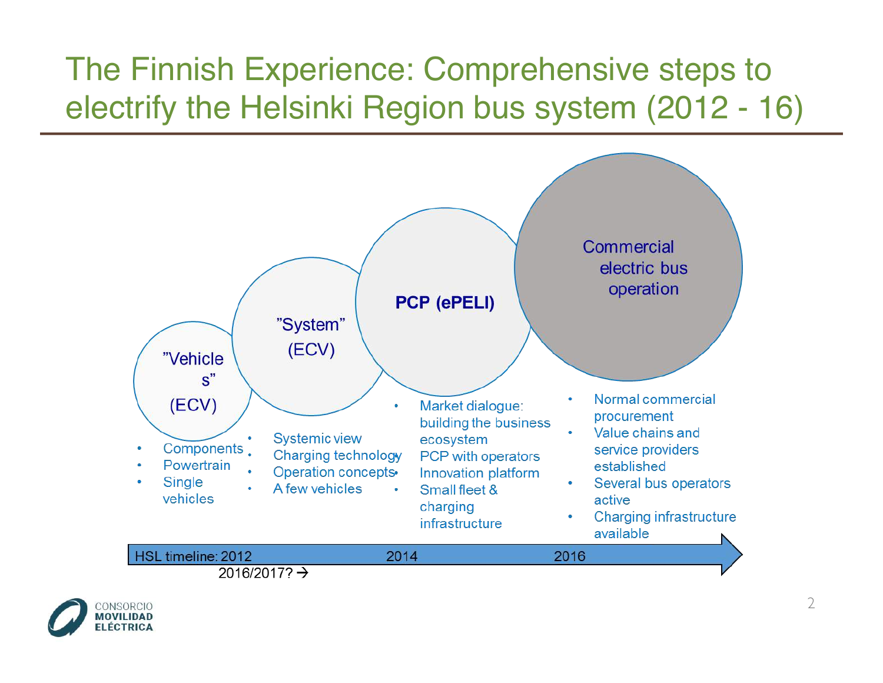# The Finnish Experience: Comprehensive steps to electrify the Helsinki Region bus system (2012 - 16)

### "Vehicles" (ECV)

- Components
- Powertrain
- Single vehicles

### "System" (ECV)

- Systemic view
- Charging technology
- Operation concepts
- A few vehicles

### PCP (ePELI)

- Market dialogue: building the business ecosystem
- PCP with operators
- Innovation platform
- Small fleet & charging infrastructure

### Commercial electric bus operation

- Normal commercial procurement
- Value chains and service providers established
- Several bus operators active
- Charging infrastructure available

HSL timeline: 2012 — 2014 — 2016

2016/2017? →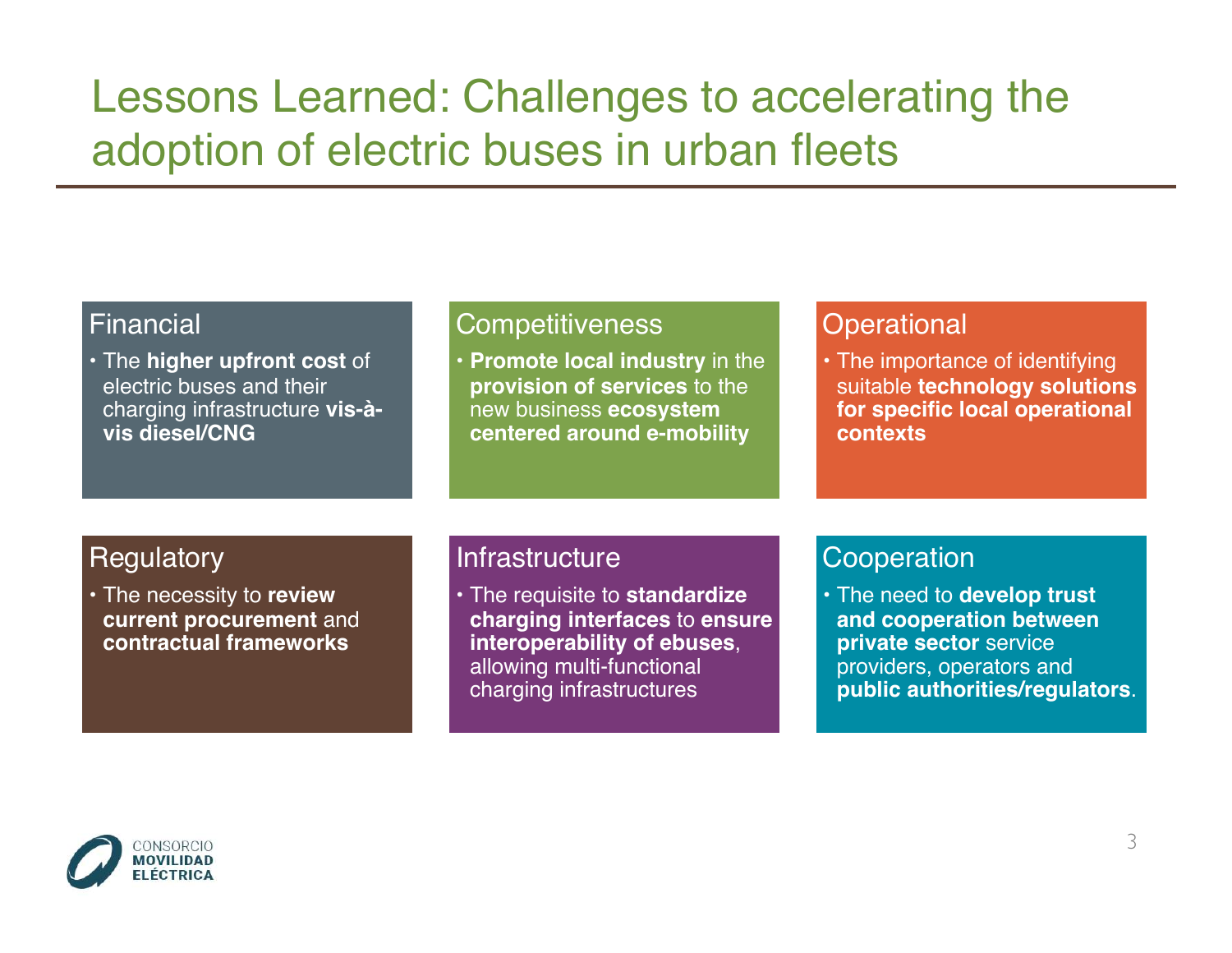# Lessons Learned: Challenges to accelerating the adoption of electric buses in urban fleets

## Financial

- The **higher upfront cost** of electric buses and their charging infrastructure **vis-à-vis diesel/CNG**

## Competitiveness

- **Promote local industry** in the **provision of services** to the new business **ecosystem centered around e-mobility**

## Operational

- The importance of identifying suitable **technology solutions for specific local operational contexts**

## Regulatory

- The necessity to **review current procurement** and **contractual frameworks**

## Infrastructure

- The requisite to **standardize charging interfaces** to **ensure interoperability of ebuses**, allowing multi-functional charging infrastructures

## Cooperation

- The need to **develop trust and cooperation between private sector** service providers, operators and **public authorities/regulators**.

CONSORCIO MOVILIDAD ELÉCTRICA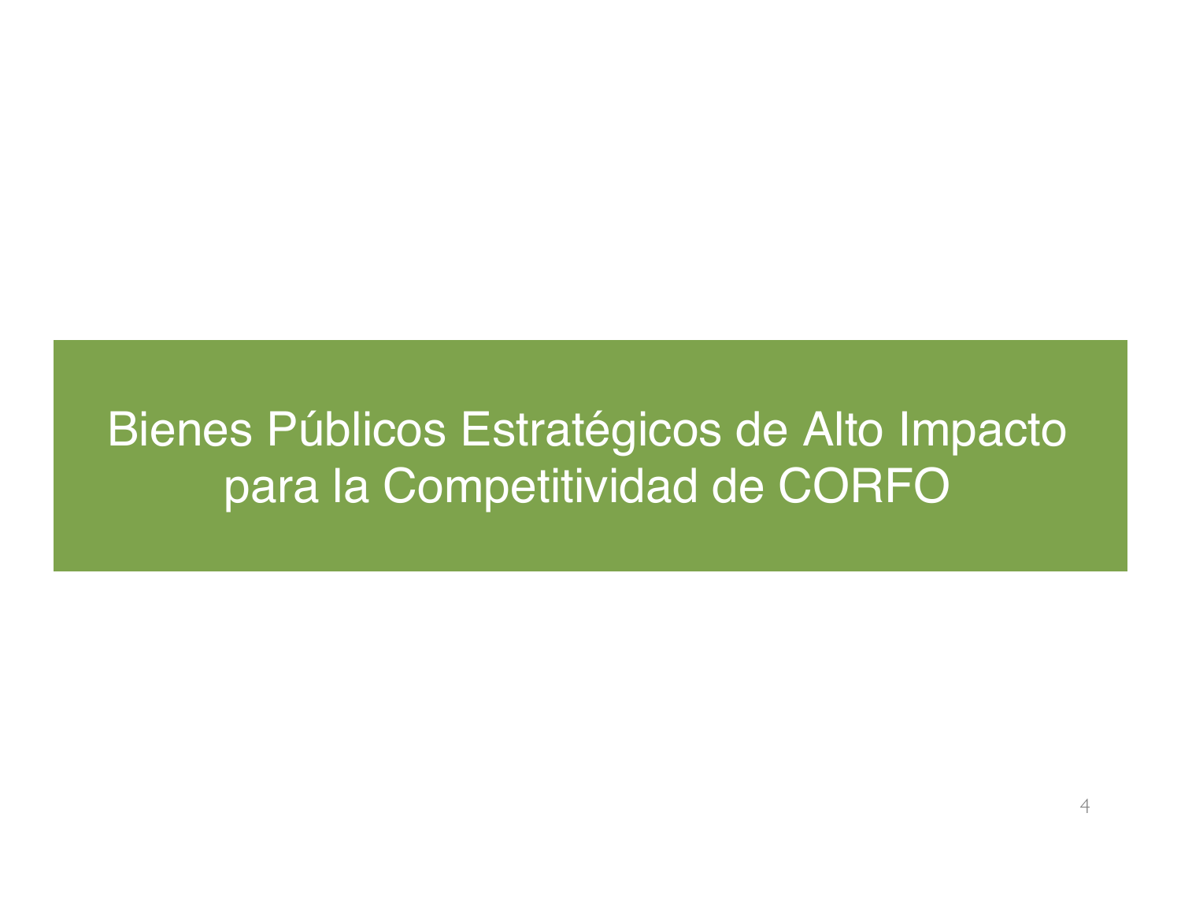# Bienes Públicos Estratégicos de Alto Impacto para la Competitividad de CORFO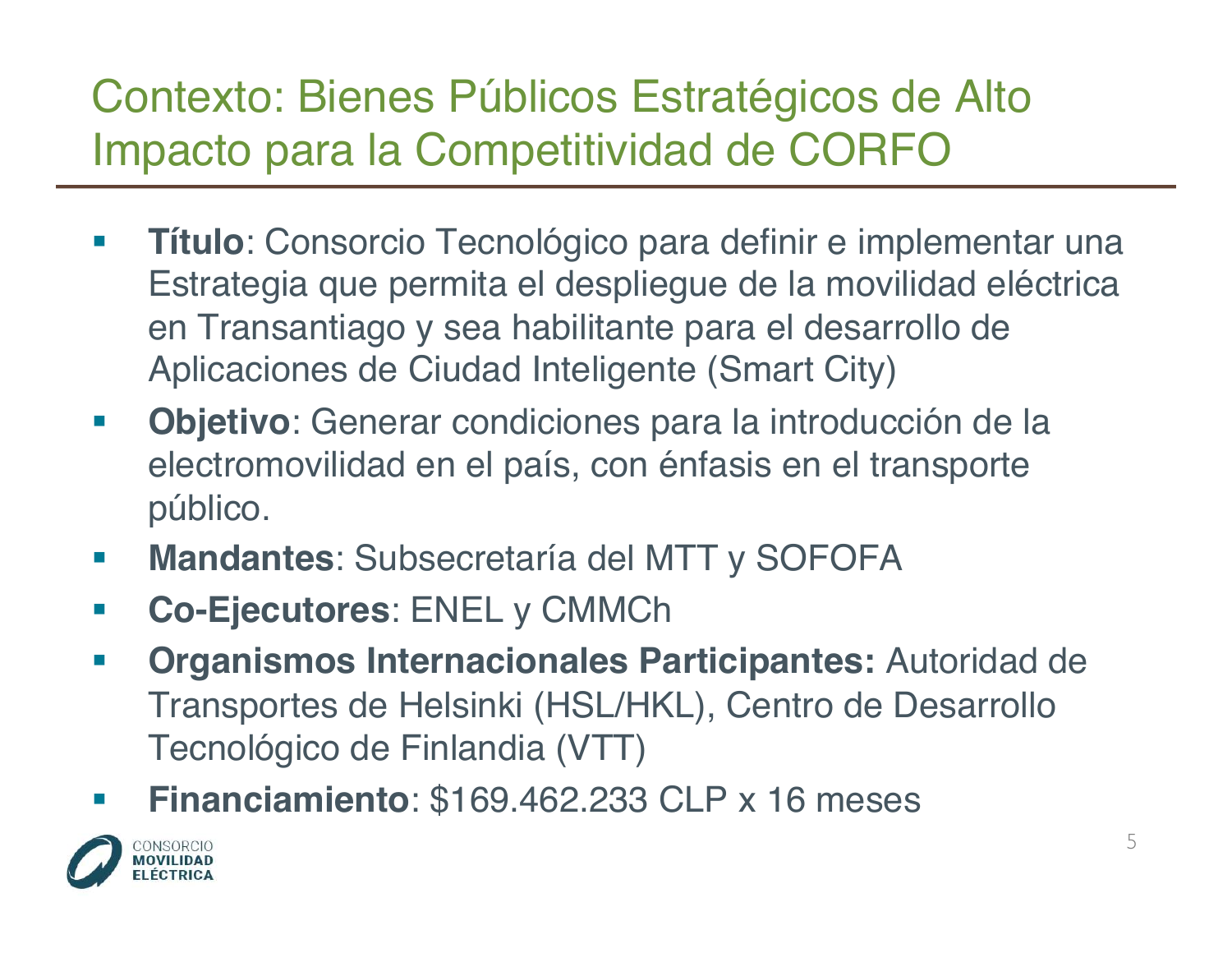# Contexto: Bienes Públicos Estratégicos de Alto Impacto para la Competitividad de CORFO

- **Título**: Consorcio Tecnológico para definir e implementar una Estrategia que permita el despliegue de la movilidad eléctrica en Transantiago y sea habilitante para el desarrollo de Aplicaciones de Ciudad Inteligente (Smart City)
- **Objetivo**: Generar condiciones para la introducción de la electromovilidad en el país, con énfasis en el transporte público.
- **Mandantes**: Subsecretaría del MTT y SOFOFA
- **Co-Ejecutores**: ENEL y CMMCh
- **Organismos Internacionales Participantes:** Autoridad de Transportes de Helsinki (HSL/HKL), Centro de Desarrollo Tecnológico de Finlandia (VTT)
- **Financiamiento**: $169.462.233 CLP x 16 meses

CONSORCIO MOVILIDAD ELÉCTRICA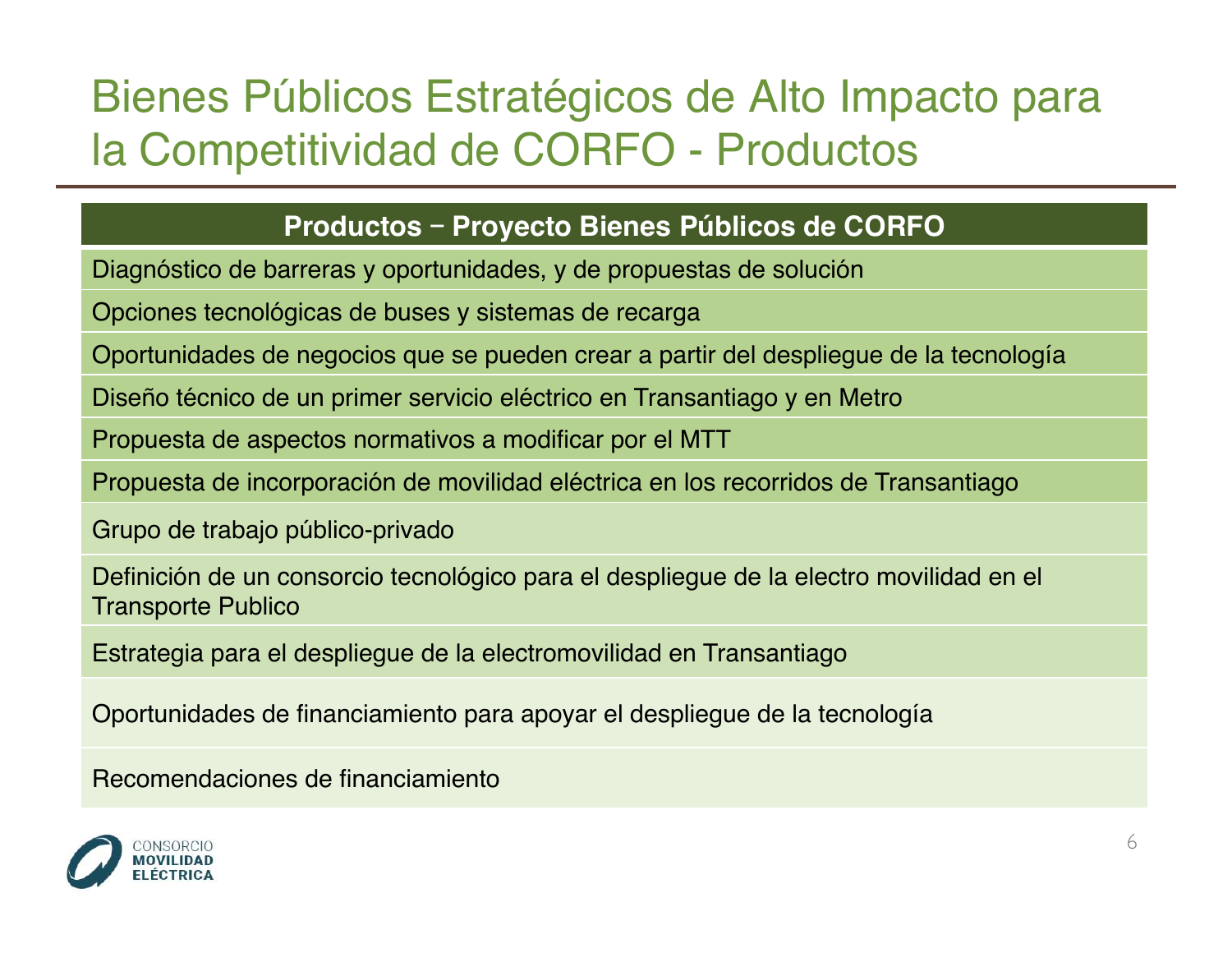# Bienes Públicos Estratégicos de Alto Impacto para la Competitividad de CORFO - Productos

| Productos – Proyecto Bienes Públicos de CORFO |
|---|
| Diagnóstico de barreras y oportunidades, y de propuestas de solución |
| Opciones tecnológicas de buses y sistemas de recarga |
| Oportunidades de negocios que se pueden crear a partir del despliegue de la tecnología |
| Diseño técnico de un primer servicio eléctrico en Transantiago y en Metro |
| Propuesta de aspectos normativos a modificar por el MTT |
| Propuesta de incorporación de movilidad eléctrica en los recorridos de Transantiago |
| Grupo de trabajo público-privado |
| Definición de un consorcio tecnológico para el despliegue de la electro movilidad en el Transporte Publico |
| Estrategia para el despliegue de la electromovilidad en Transantiago |
| Oportunidades de financiamiento para apoyar el despliegue de la tecnología |
| Recomendaciones de financiamiento |

CONSORCIO MOVILIDAD ELÉCTRICA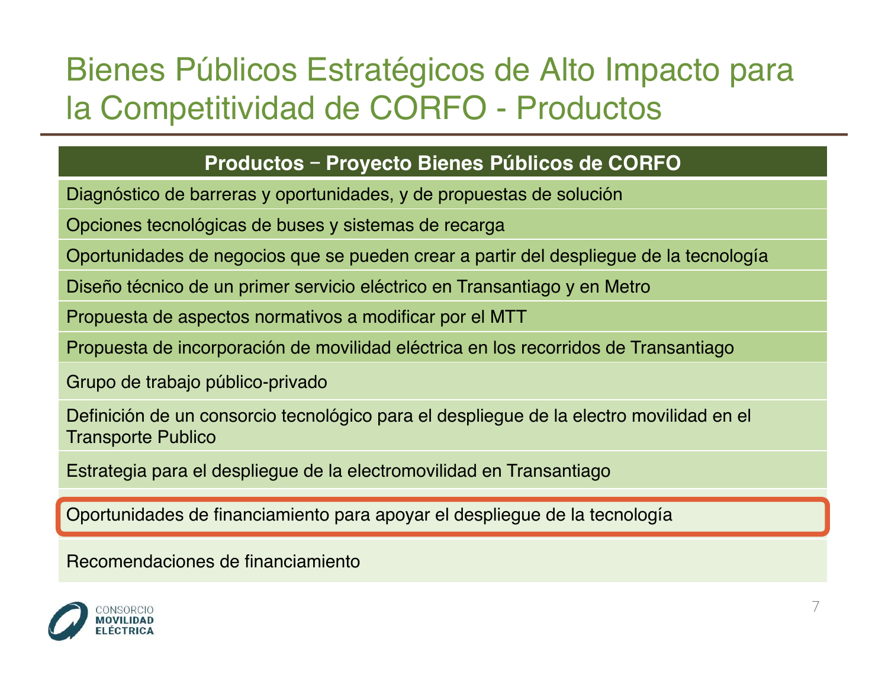# Bienes Públicos Estratégicos de Alto Impacto para la Competitividad de CORFO - Productos

| Productos – Proyecto Bienes Públicos de CORFO |
|---|
| Diagnóstico de barreras y oportunidades, y de propuestas de solución |
| Opciones tecnológicas de buses y sistemas de recarga |
| Oportunidades de negocios que se pueden crear a partir del despliegue de la tecnología |
| Diseño técnico de un primer servicio eléctrico en Transantiago y en Metro |
| Propuesta de aspectos normativos a modificar por el MTT |
| Propuesta de incorporación de movilidad eléctrica en los recorridos de Transantiago |
| Grupo de trabajo público-privado |
| Definición de un consorcio tecnológico para el despliegue de la electro movilidad en el Transporte Publico |
| Estrategia para el despliegue de la electromovilidad en Transantiago |
| Oportunidades de financiamiento para apoyar el despliegue de la tecnología |
| Recomendaciones de financiamiento |

CONSORCIO MOVILIDAD ELÉCTRICA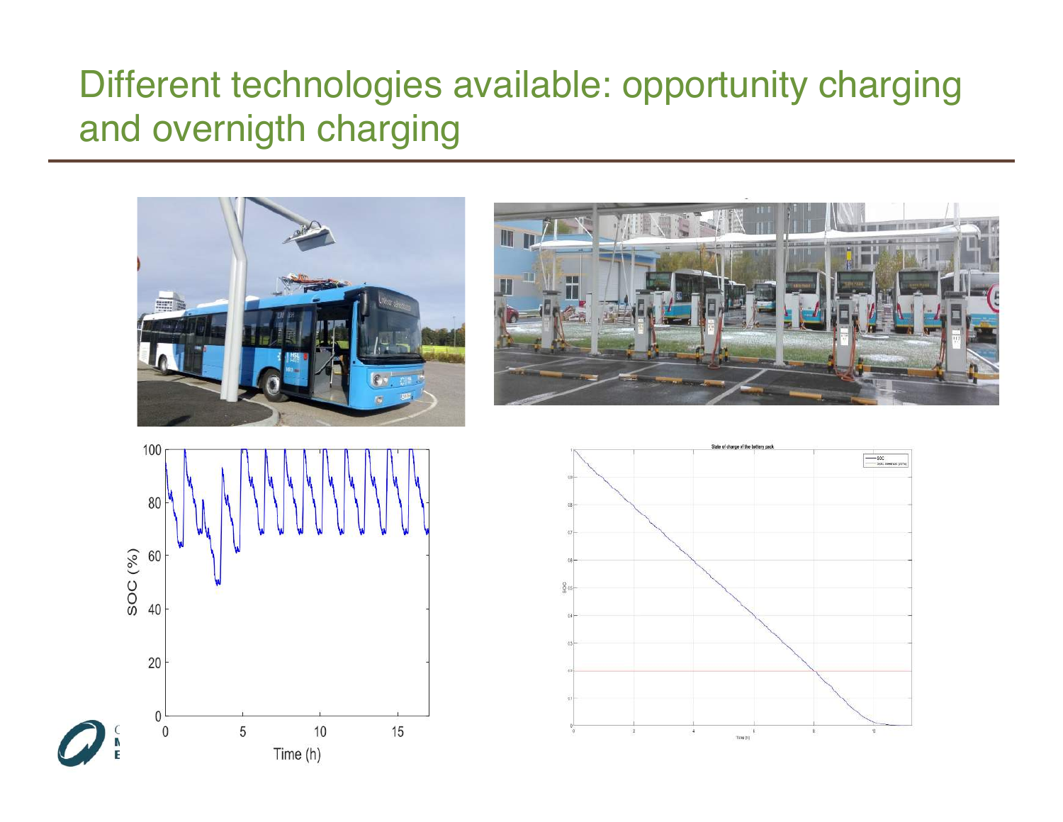# Different technologies available: opportunity charging and overnigth charging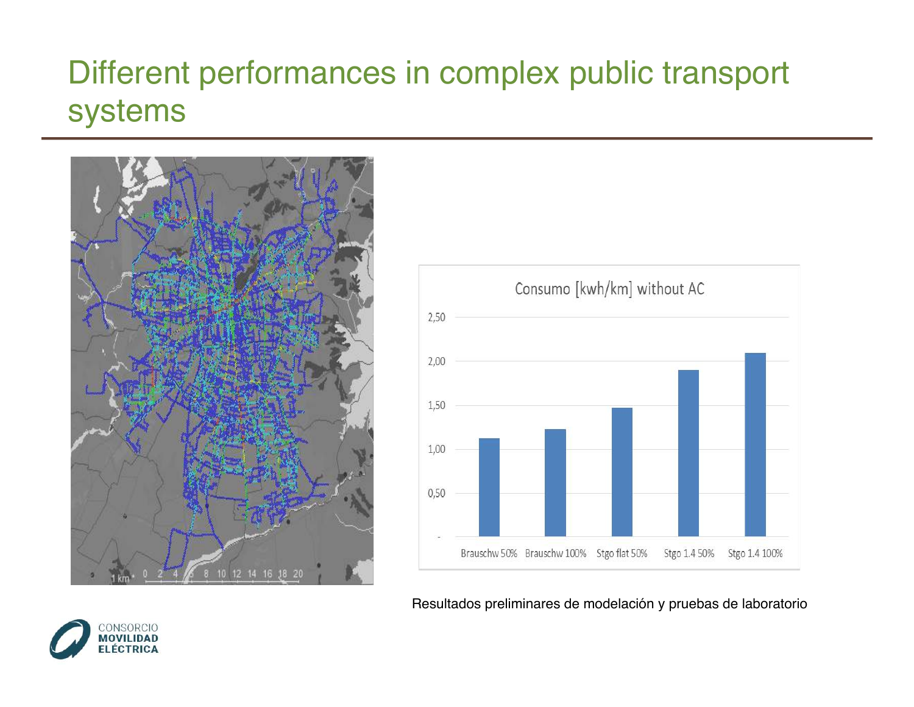# Different performances in complex public transport systems

Resultados preliminares de modelación y pruebas de laboratorio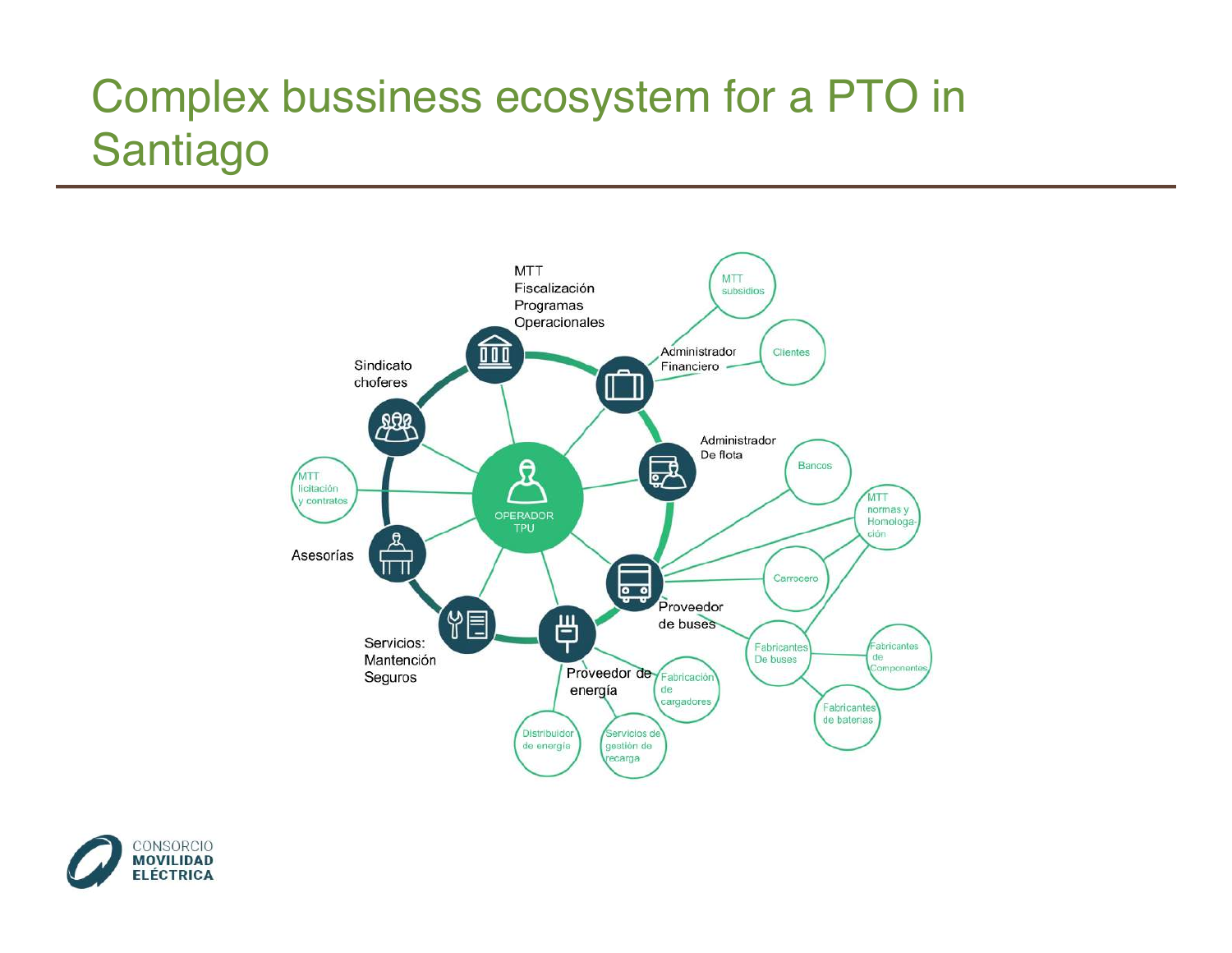# Complex bussiness ecosystem for a PTO in Santiago

OPERADOR TPU

MTT Fiscalización Programas Operacionales

Sindicato choferes

Administrador Financiero

Administrador De flota

Proveedor de buses

Proveedor de energía

Servicios: Mantención Seguros

Asesorías

MTT subsidios

Clientes

Bancos

MTT normas y Homologa-ción

Carrocero

Fabricantes De buses

Fabricantes de Componentes

Fabricantes de baterías

Fabricación de cargadores

Servicios de gestión de recarga

Distribuidor de energía

MTT licitación y contratos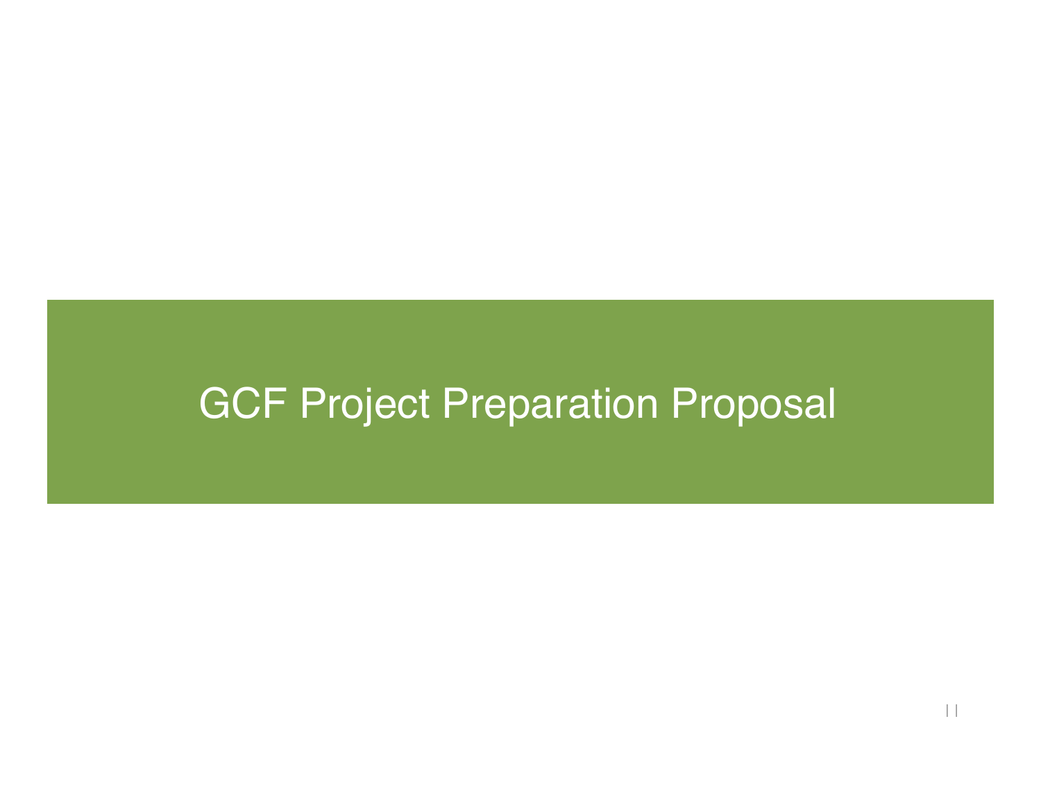# GCF Project Preparation Proposal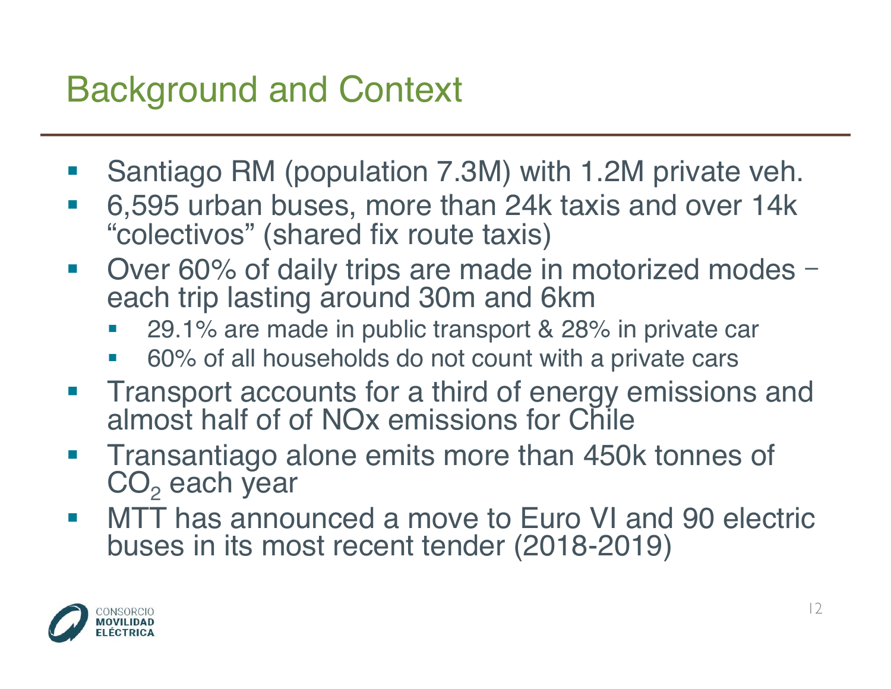# Background and Context

- Santiago RM (population 7.3M) with 1.2M private veh.
- 6,595 urban buses, more than 24k taxis and over 14k "colectivos" (shared fix route taxis)
- Over 60% of daily trips are made in motorized modes – each trip lasting around 30m and 6km
  - 29.1% are made in public transport & 28% in private car
  - 60% of all households do not count with a private cars
- Transport accounts for a third of energy emissions and almost half of of NOx emissions for Chile
- Transantiago alone emits more than 450k tonnes of $CO_2$ each year
- MTT has announced a move to Euro VI and 90 electric buses in its most recent tender (2018-2019)

CONSORCIO MOVILIDAD ELÉCTRICA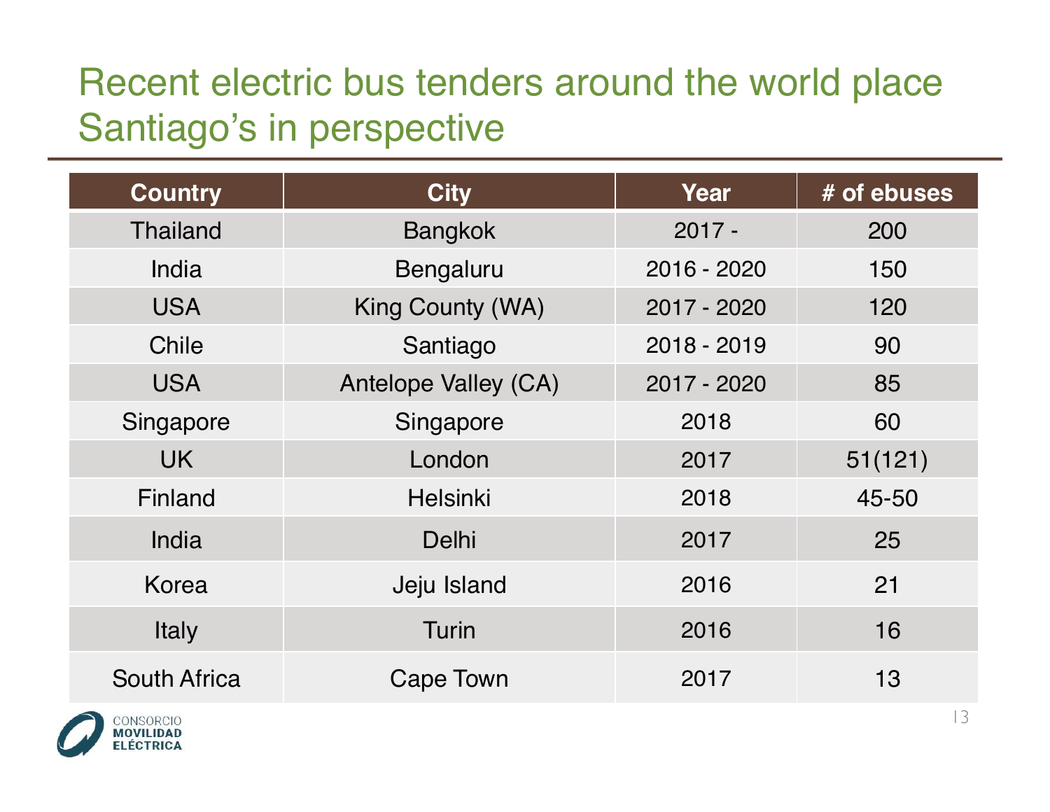# Recent electric bus tenders around the world place Santiago's in perspective

| Country | City | Year | # of ebuses |
| --- | --- | --- | --- |
| Thailand | Bangkok | 2017 - | 200 |
| India | Bengaluru | 2016 - 2020 | 150 |
| USA | King County (WA) | 2017 - 2020 | 120 |
| Chile | Santiago | 2018 - 2019 | 90 |
| USA | Antelope Valley (CA) | 2017 - 2020 | 85 |
| Singapore | Singapore | 2018 | 60 |
| UK | London | 2017 | 51(121) |
| Finland | Helsinki | 2018 | 45-50 |
| India | Delhi | 2017 | 25 |
| Korea | Jeju Island | 2016 | 21 |
| Italy | Turin | 2016 | 16 |
| South Africa | Cape Town | 2017 | 13 |

CONSORCIO MOVILIDAD ELÉCTRICA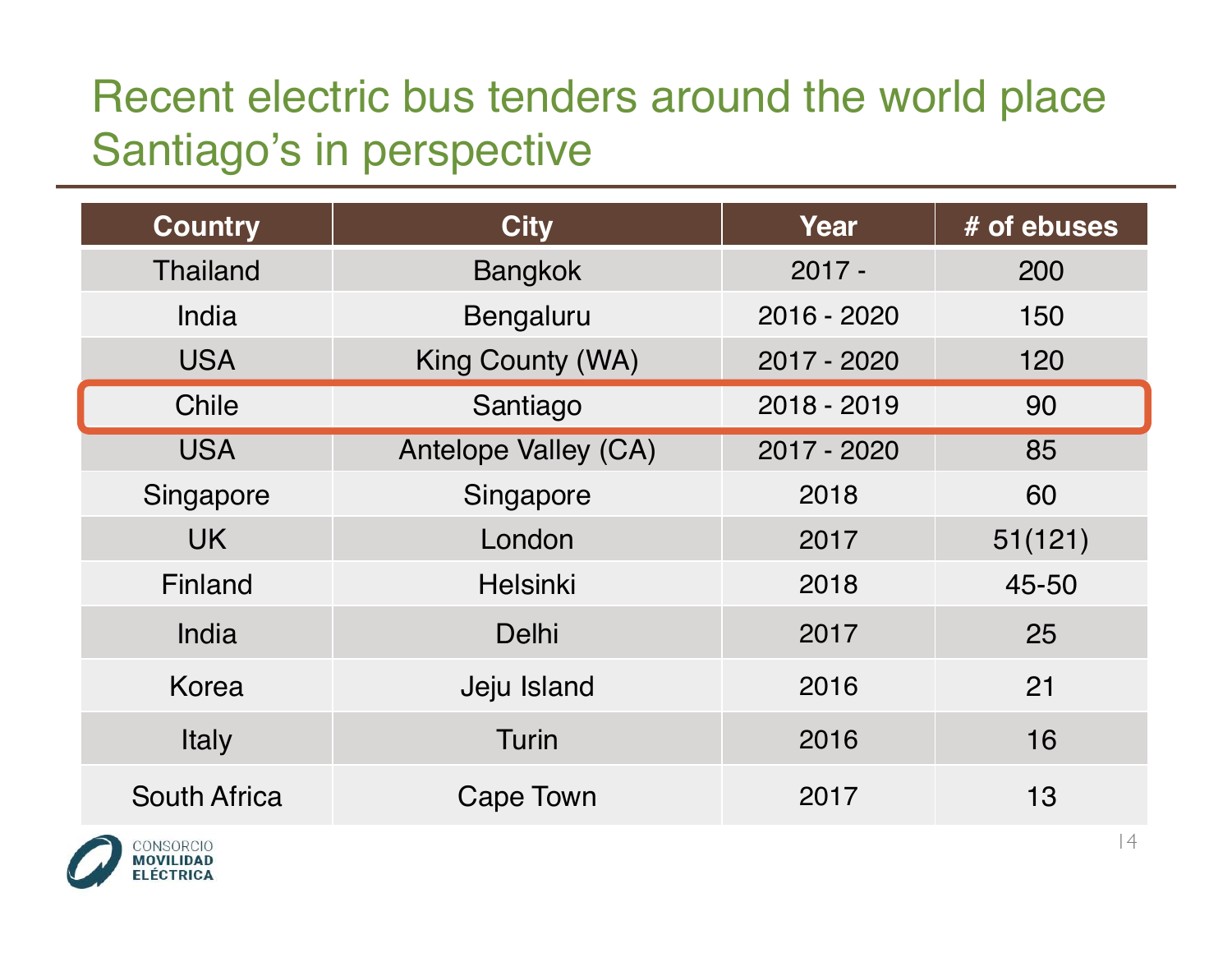# Recent electric bus tenders around the world place Santiago's in perspective

| Country | City | Year | # of ebuses |
|---|---|---|---|
| Thailand | Bangkok | 2017 - | 200 |
| India | Bengaluru | 2016 - 2020 | 150 |
| USA | King County (WA) | 2017 - 2020 | 120 |
| Chile | Santiago | 2018 - 2019 | 90 |
| USA | Antelope Valley (CA) | 2017 - 2020 | 85 |
| Singapore | Singapore | 2018 | 60 |
| UK | London | 2017 | 51(121) |
| Finland | Helsinki | 2018 | 45-50 |
| India | Delhi | 2017 | 25 |
| Korea | Jeju Island | 2016 | 21 |
| Italy | Turin | 2016 | 16 |
| South Africa | Cape Town | 2017 | 13 |

CONSORCIO MOVILIDAD ELÉCTRICA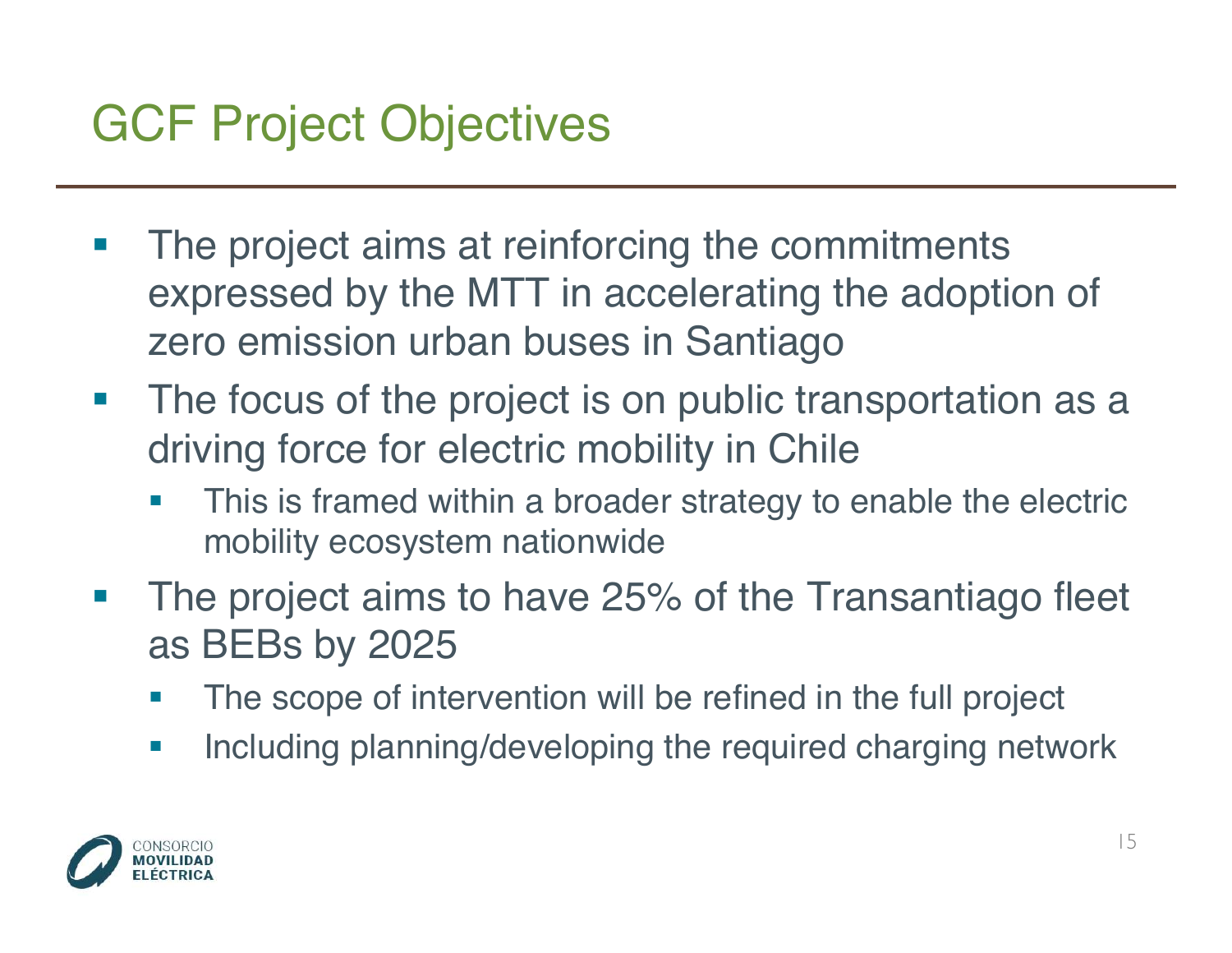# GCF Project Objectives

- The project aims at reinforcing the commitments expressed by the MTT in accelerating the adoption of zero emission urban buses in Santiago
- The focus of the project is on public transportation as a driving force for electric mobility in Chile
  - This is framed within a broader strategy to enable the electric mobility ecosystem nationwide
- The project aims to have 25% of the Transantiago fleet as BEBs by 2025
  - The scope of intervention will be refined in the full project
  - Including planning/developing the required charging network

CONSORCIO MOVILIDAD ELÉCTRICA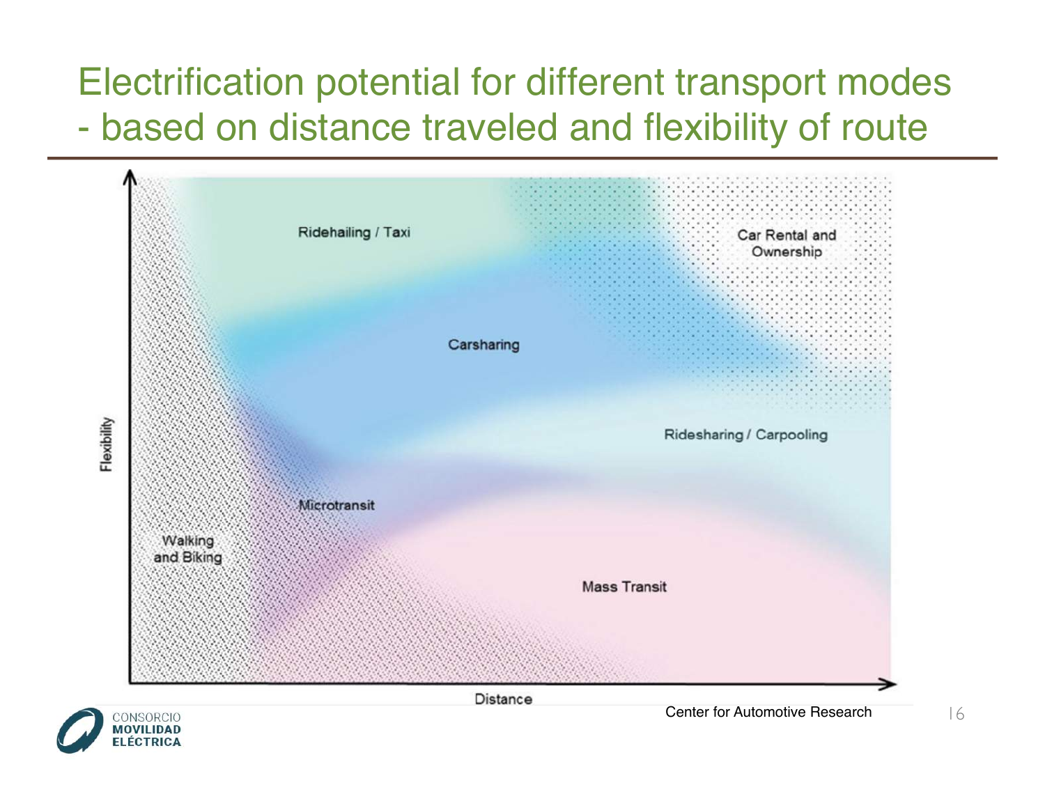# Electrification potential for different transport modes - based on distance traveled and flexibility of route

Ridehailing / Taxi

Car Rental and Ownership

Carsharing

Ridesharing / Carpooling

Microtransit

Walking and Biking

Mass Transit

Flexibility

Distance

Center for Automotive Research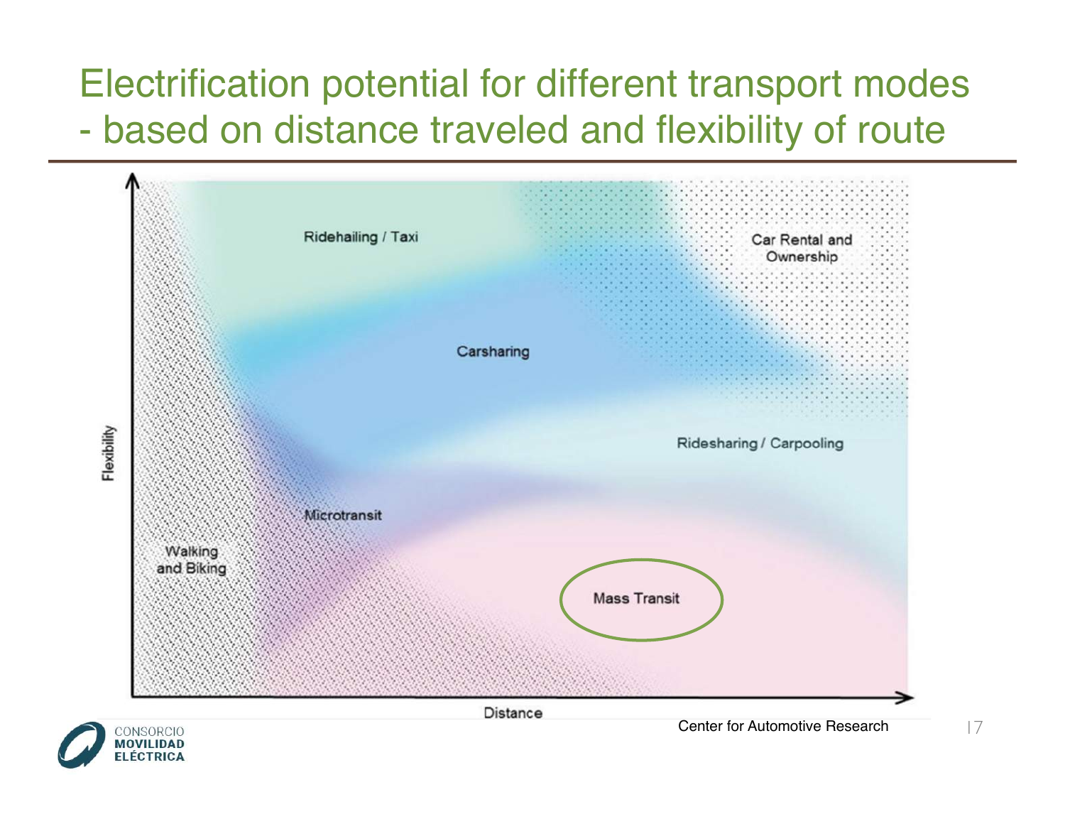# Electrification potential for different transport modes - based on distance traveled and flexibility of route

Ridehailing / Taxi

Car Rental and Ownership

Carsharing

Ridesharing / Carpooling

Microtransit

Walking and Biking

Mass Transit

Flexibility

Distance

Center for Automotive Research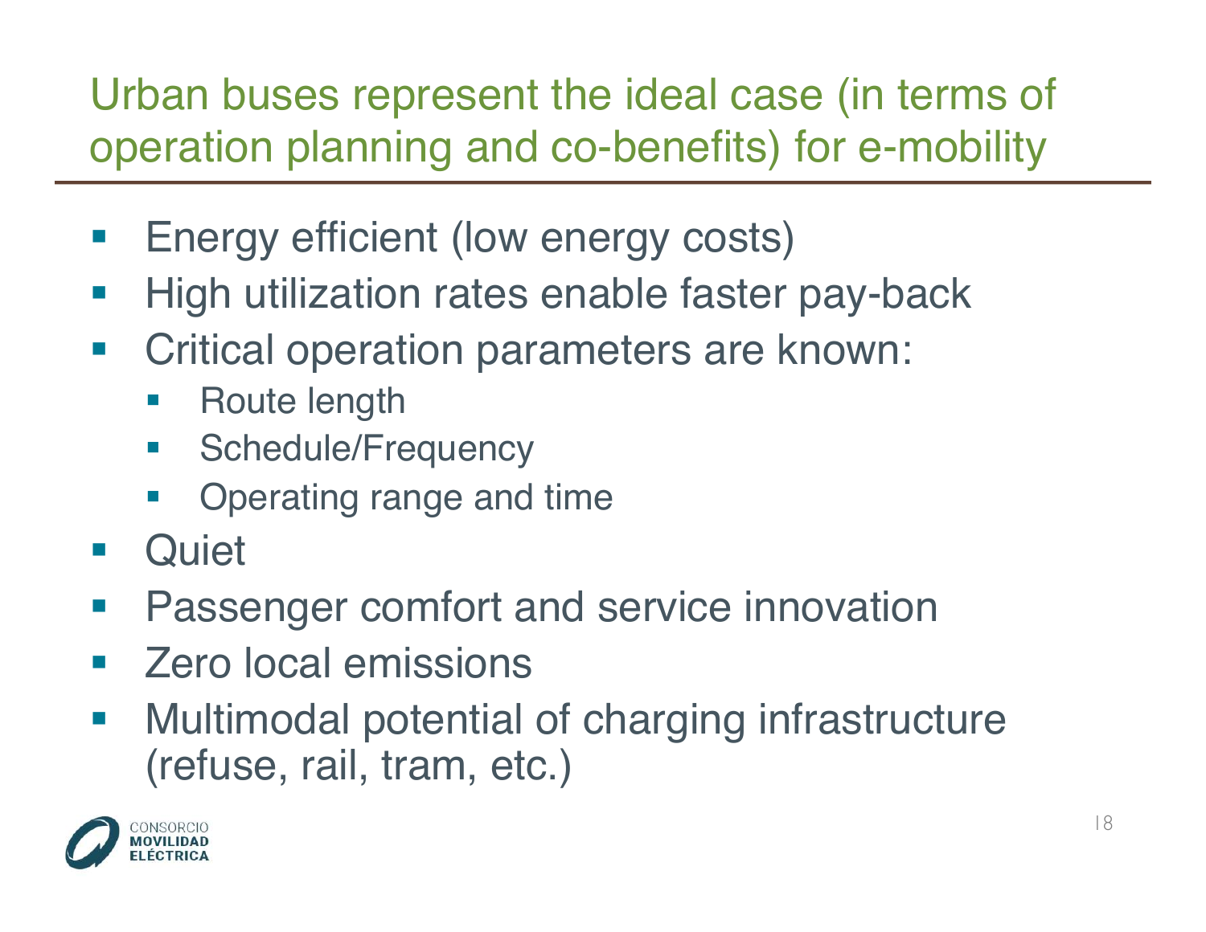# Urban buses represent the ideal case (in terms of operation planning and co-benefits) for e-mobility

- Energy efficient (low energy costs)
- High utilization rates enable faster pay-back
- Critical operation parameters are known:
  - Route length
  - Schedule/Frequency
  - Operating range and time
- Quiet
- Passenger comfort and service innovation
- Zero local emissions
- Multimodal potential of charging infrastructure (refuse, rail, tram, etc.)

CONSORCIO MOVILIDAD ELÉCTRICA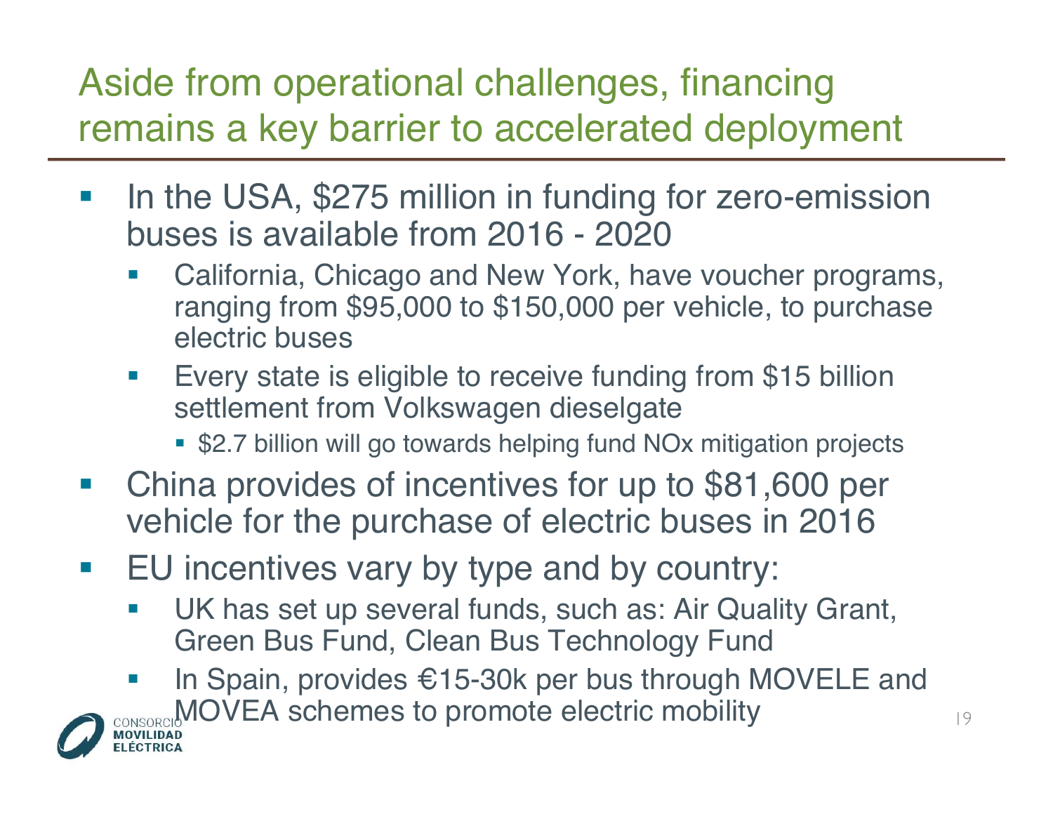# Aside from operational challenges, financing remains a key barrier to accelerated deployment

- In the USA, \$275 million in funding for zero-emission buses is available from 2016 - 2020
  - California, Chicago and New York, have voucher programs, ranging from \$95,000 to \$150,000 per vehicle, to purchase electric buses
  - Every state is eligible to receive funding from \$15 billion settlement from Volkswagen dieselgate
    - \$2.7 billion will go towards helping fund NOx mitigation projects
- China provides of incentives for up to \$81,600 per vehicle for the purchase of electric buses in 2016
- EU incentives vary by type and by country:
  - UK has set up several funds, such as: Air Quality Grant, Green Bus Fund, Clean Bus Technology Fund
  - In Spain, provides €15-30k per bus through MOVELE and MOVEA schemes to promote electric mobility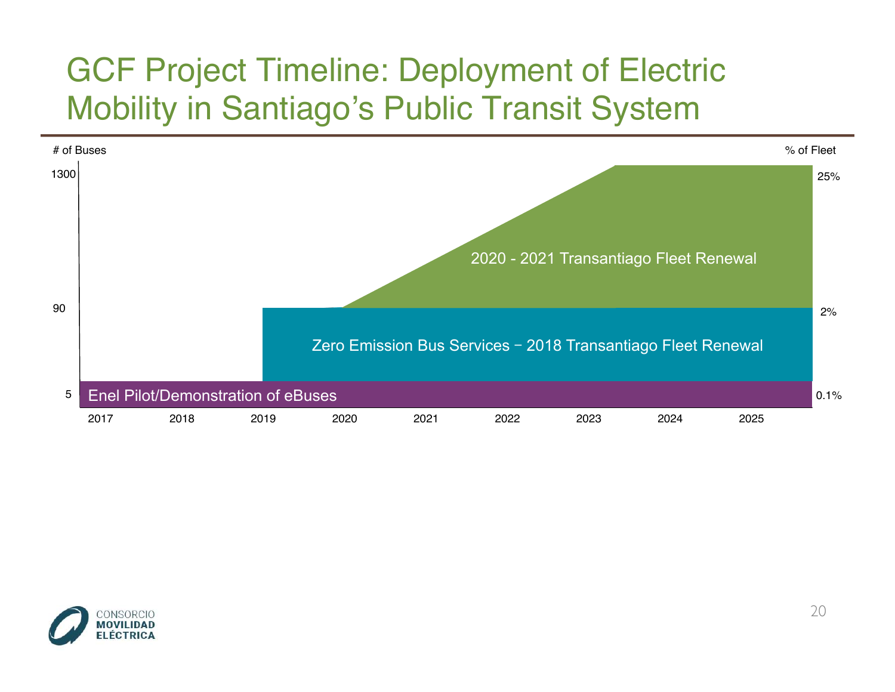# GCF Project Timeline: Deployment of Electric Mobility in Santiago's Public Transit System

# of Buses

% of Fleet

1300

25%

2020 - 2021 Transantiago Fleet Renewal

90

2%

Zero Emission Bus Services − 2018 Transantiago Fleet Renewal

5

Enel Pilot/Demonstration of eBuses

0.1%

2017 2018 2019 2020 2021 2022 2023 2024 2025

CONSORCIO MOVILIDAD ELÉCTRICA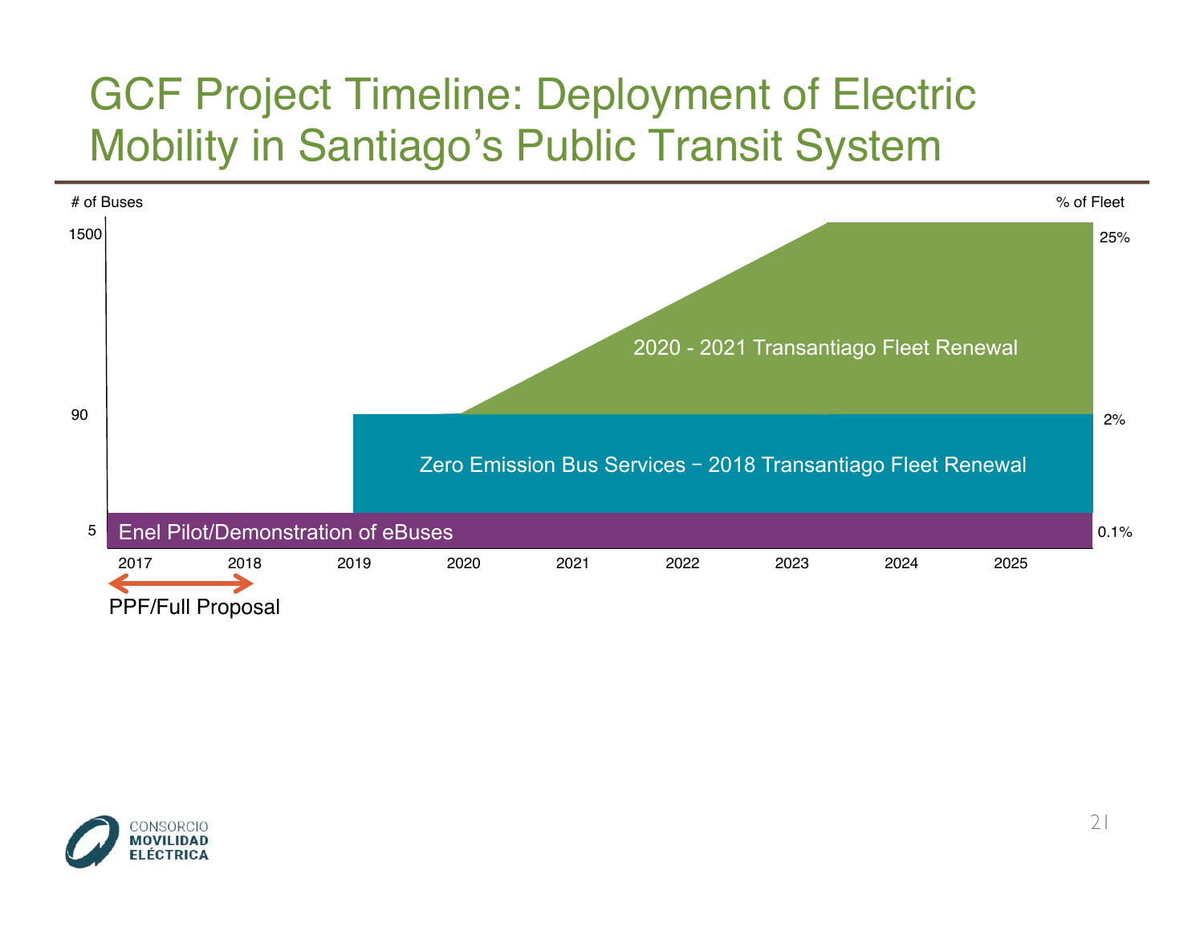# GCF Project Timeline: Deployment of Electric Mobility in Santiago's Public Transit System

# of Buses

% of Fleet

1500

25%

2020 - 2021 Transantiago Fleet Renewal

90

2%

Zero Emission Bus Services − 2018 Transantiago Fleet Renewal

5

Enel Pilot/Demonstration of eBuses

0.1%

2017 2018 2019 2020 2021 2022 2023 2024 2025

PPF/Full Proposal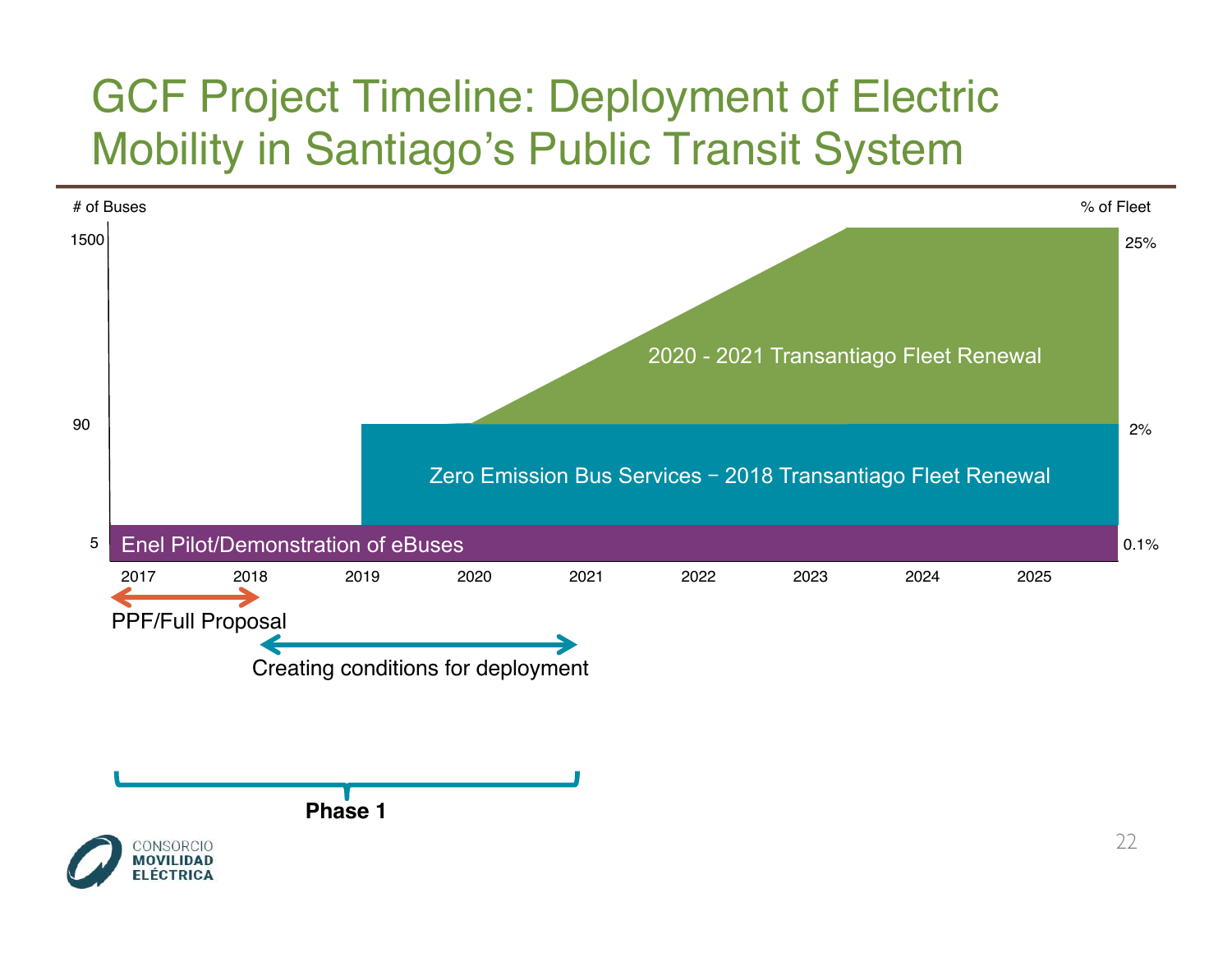# GCF Project Timeline: Deployment of Electric Mobility in Santiago's Public Transit System

# of Buses

% of Fleet

1500 — 25%

90 — 2%

5 — 0.1%

2020 - 2021 Transantiago Fleet Renewal

Zero Emission Bus Services − 2018 Transantiago Fleet Renewal

Enel Pilot/Demonstration of eBuses

2017 2018 2019 2020 2021 2022 2023 2024 2025

PPF/Full Proposal

Creating conditions for deployment

**Phase 1**

CONSORCIO
**MOVILIDAD**
**ELÉCTRICA**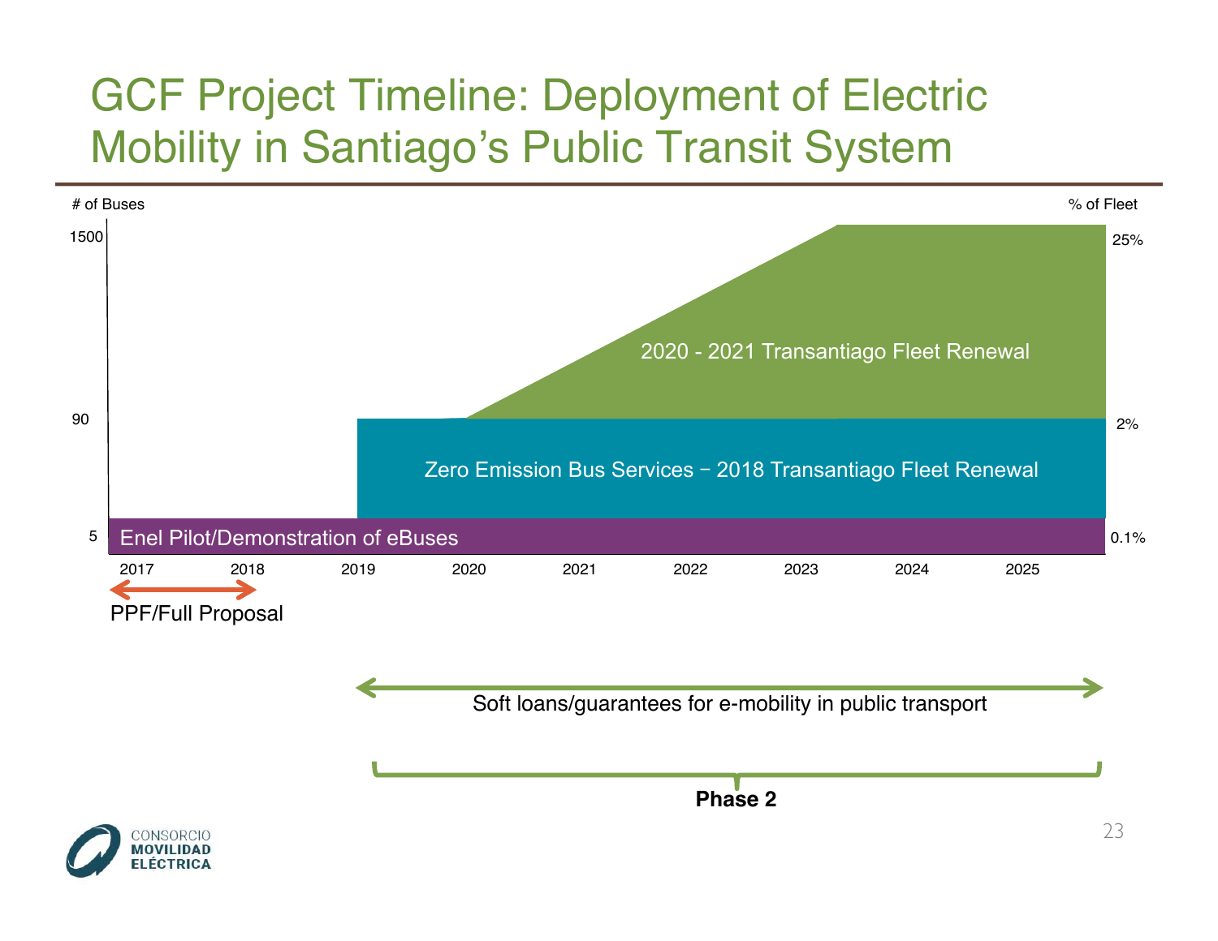# GCF Project Timeline: Deployment of Electric Mobility in Santiago's Public Transit System

# of Buses

% of Fleet

1500 — 25%

90 — 2%

5 — 0.1%

2020 - 2021 Transantiago Fleet Renewal

Zero Emission Bus Services − 2018 Transantiago Fleet Renewal

Enel Pilot/Demonstration of eBuses

2017 2018 2019 2020 2021 2022 2023 2024 2025

PPF/Full Proposal

Soft loans/guarantees for e-mobility in public transport

**Phase 2**

CONSORCIO MOVILIDAD ELÉCTRICA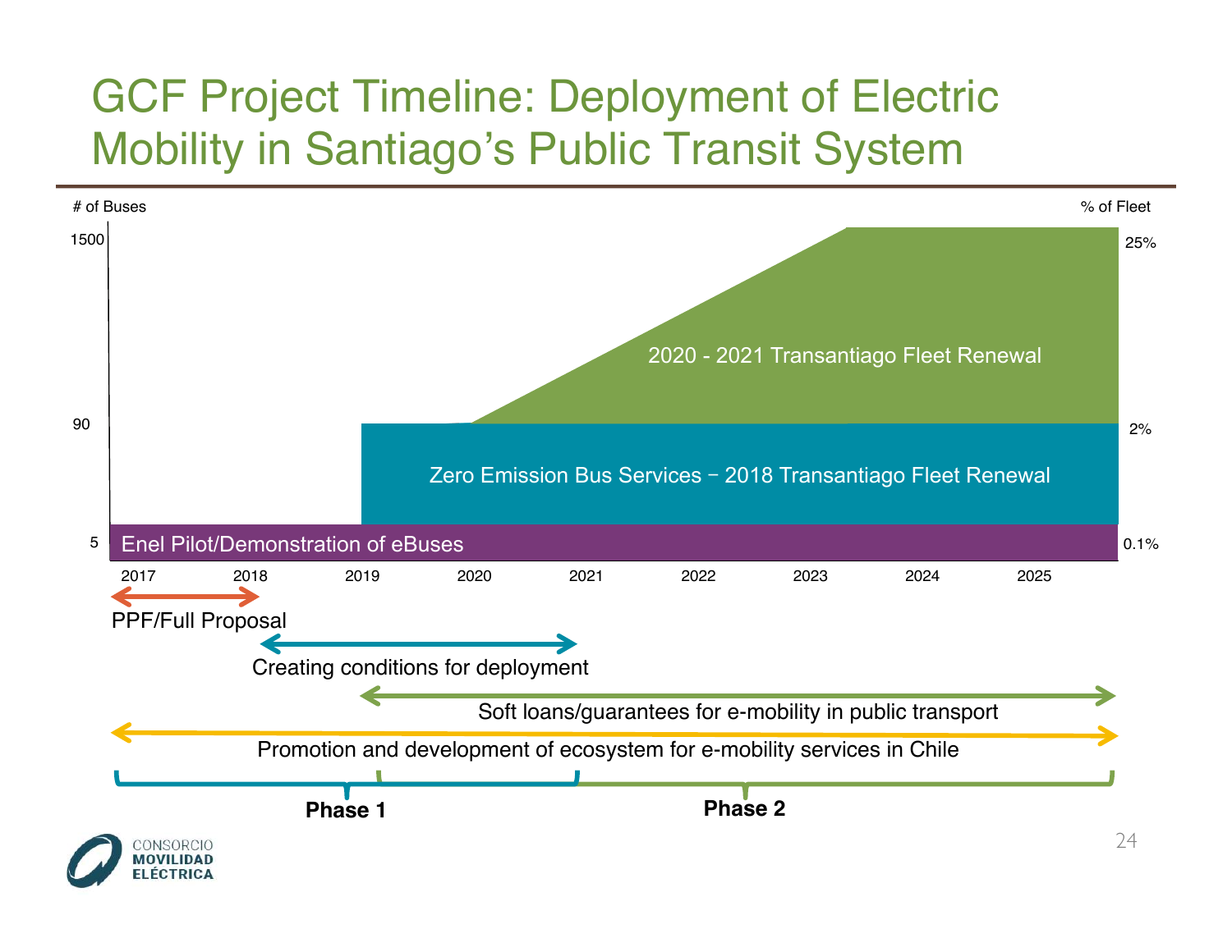# GCF Project Timeline: Deployment of Electric Mobility in Santiago's Public Transit System

# of Buses | % of Fleet

1500 — 25%

90 — 2%

5 — 0.1%

2020 - 2021 Transantiago Fleet Renewal

Zero Emission Bus Services – 2018 Transantiago Fleet Renewal

Enel Pilot/Demonstration of eBuses

2017 2018 2019 2020 2021 2022 2023 2024 2025

PPF/Full Proposal

Creating conditions for deployment

Soft loans/guarantees for e-mobility in public transport

Promotion and development of ecosystem for e-mobility services in Chile

**Phase 1**

**Phase 2**

CONSORCIO MOVILIDAD ELÉCTRICA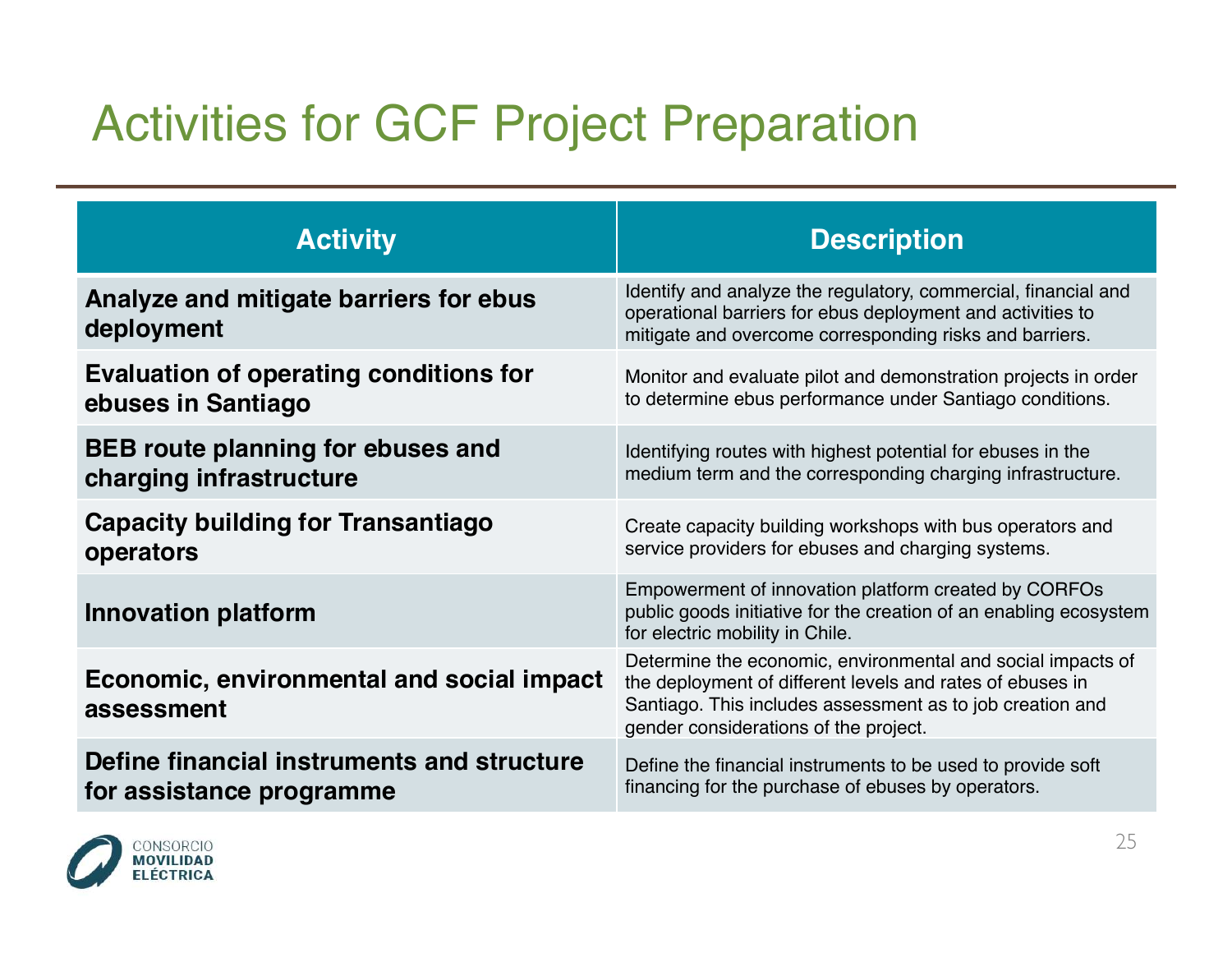# Activities for GCF Project Preparation

| Activity | Description |
|---|---|
| **Analyze and mitigate barriers for ebus deployment** | Identify and analyze the regulatory, commercial, financial and operational barriers for ebus deployment and activities to mitigate and overcome corresponding risks and barriers. |
| **Evaluation of operating conditions for ebuses in Santiago** | Monitor and evaluate pilot and demonstration projects in order to determine ebus performance under Santiago conditions. |
| **BEB route planning for ebuses and charging infrastructure** | Identifying routes with highest potential for ebuses in the medium term and the corresponding charging infrastructure. |
| **Capacity building for Transantiago operators** | Create capacity building workshops with bus operators and service providers for ebuses and charging systems. |
| **Innovation platform** | Empowerment of innovation platform created by CORFOs public goods initiative for the creation of an enabling ecosystem for electric mobility in Chile. |
| **Economic, environmental and social impact assessment** | Determine the economic, environmental and social impacts of the deployment of different levels and rates of ebuses in Santiago. This includes assessment as to job creation and gender considerations of the project. |
| **Define financial instruments and structure for assistance programme** | Define the financial instruments to be used to provide soft financing for the purchase of ebuses by operators. |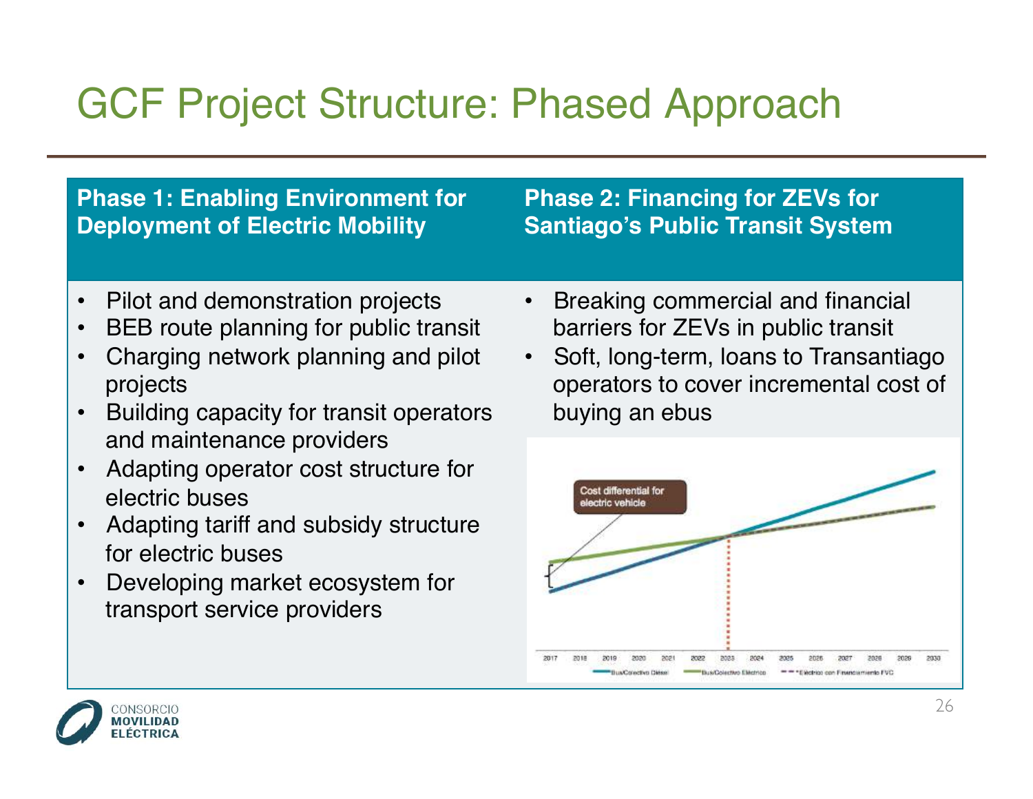# GCF Project Structure: Phased Approach

| Phase 1: Enabling Environment for Deployment of Electric Mobility | Phase 2: Financing for ZEVs for Santiago's Public Transit System |
| --- | --- |
| • Pilot and demonstration projects<br>• BEB route planning for public transit<br>• Charging network planning and pilot projects<br>• Building capacity for transit operators and maintenance providers<br>• Adapting operator cost structure for electric buses<br>• Adapting tariff and subsidy structure for electric buses<br>• Developing market ecosystem for transport service providers | • Breaking commercial and financial barriers for ZEVs in public transit<br>• Soft, long-term, loans to Transantiago operators to cover incremental cost of buying an ebus |

Cost differential for electric vehicle

2017 2018 2019 2020 2021 2022 2023 2024 2025 2026 2027 2028 2029 2030

Bus/Colectivo Diésel — Bus/Colectivo Eléctrico — *Eléctrico con Financiamiento FVC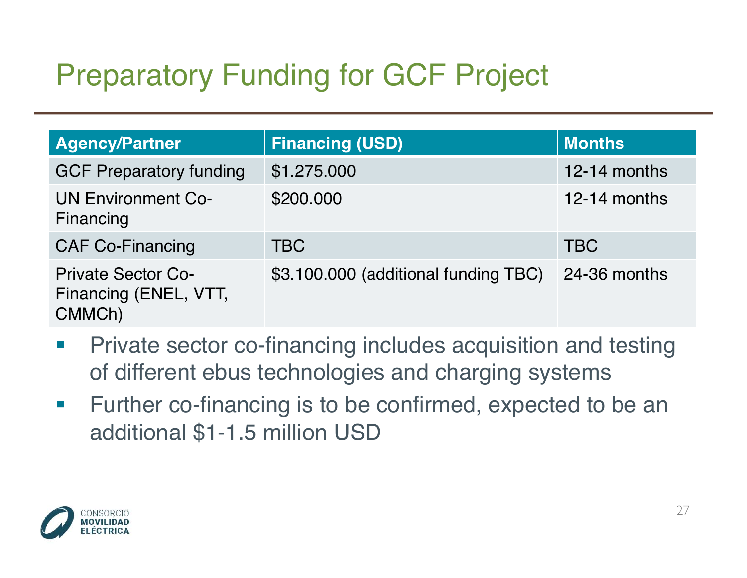# Preparatory Funding for GCF Project

| Agency/Partner | Financing (USD) | Months |
|---|---|---|
| GCF Preparatory funding | $1.275.000 | 12-14 months |
| UN Environment Co-Financing | $200.000 | 12-14 months |
| CAF Co-Financing | TBC | TBC |
| Private Sector Co-Financing (ENEL, VTT, CMMCh) | $3.100.000 (additional funding TBC) | 24-36 months |

- Private sector co-financing includes acquisition and testing of different ebus technologies and charging systems
- Further co-financing is to be confirmed, expected to be an additional $1-1.5 million USD

CONSORCIO MOVILIDAD ELÉCTRICA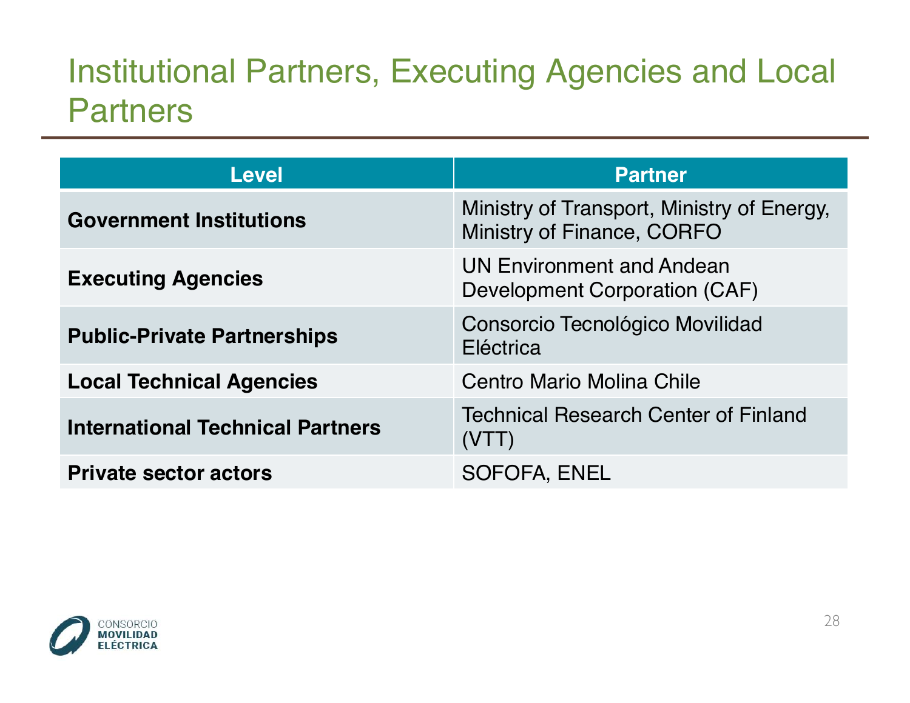# Institutional Partners, Executing Agencies and Local Partners

| Level | Partner |
| --- | --- |
| **Government Institutions** | Ministry of Transport, Ministry of Energy, Ministry of Finance, CORFO |
| **Executing Agencies** | UN Environment and Andean Development Corporation (CAF) |
| **Public-Private Partnerships** | Consorcio Tecnológico Movilidad Eléctrica |
| **Local Technical Agencies** | Centro Mario Molina Chile |
| **International Technical Partners** | Technical Research Center of Finland (VTT) |
| **Private sector actors** | SOFOFA, ENEL |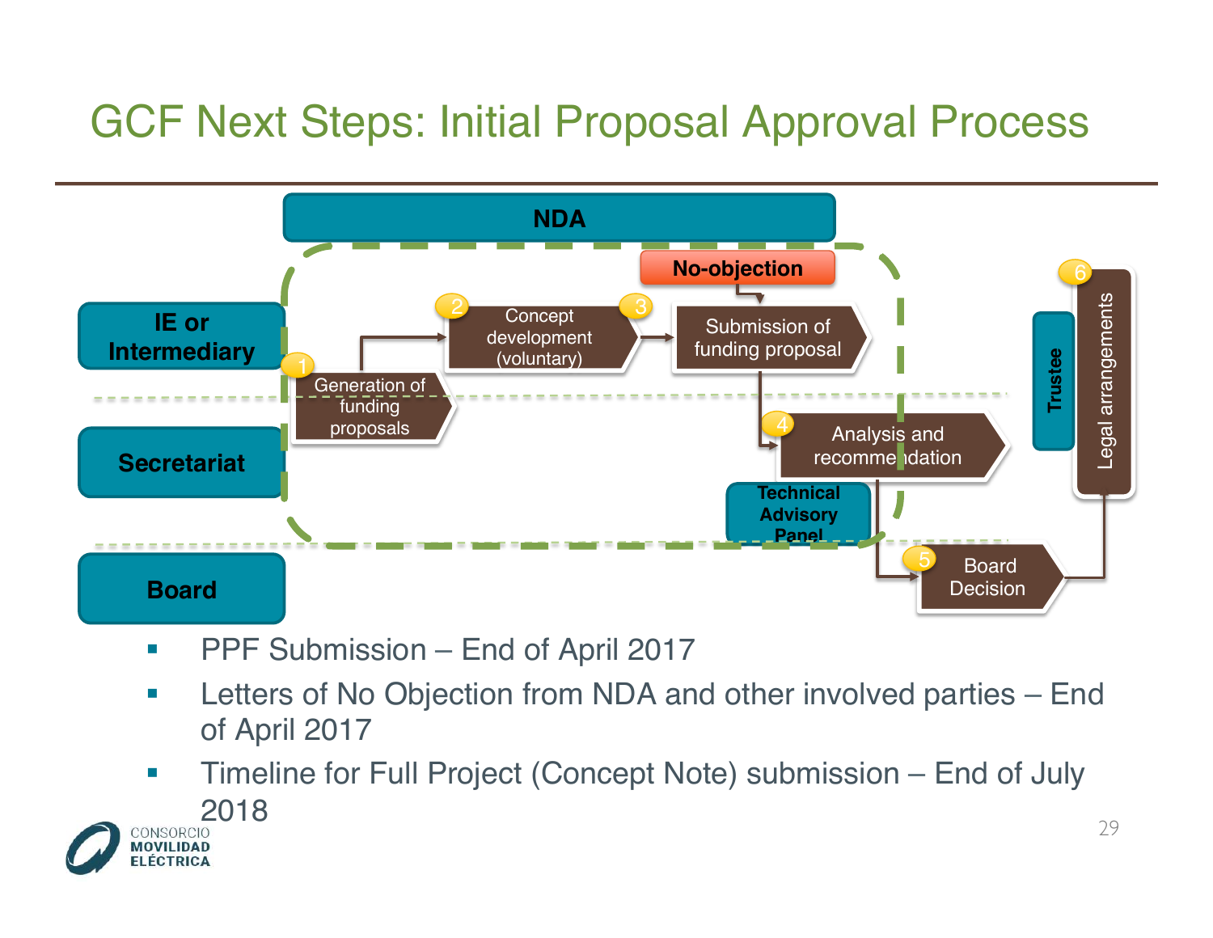# GCF Next Steps: Initial Proposal Approval Process

NDA

IE or Intermediary

Secretariat

Board

No-objection

1 Generation of funding proposals

2 Concept development (voluntary)

3 Submission of funding proposal

4 Analysis and recommendation

Technical Advisory Panel

5 Board Decision

Trustee

6 Legal arrangements

- PPF Submission – End of April 2017
- Letters of No Objection from NDA and other involved parties – End of April 2017
- Timeline for Full Project (Concept Note) submission – End of July 2018

CONSORCIO MOVILIDAD ELÉCTRICA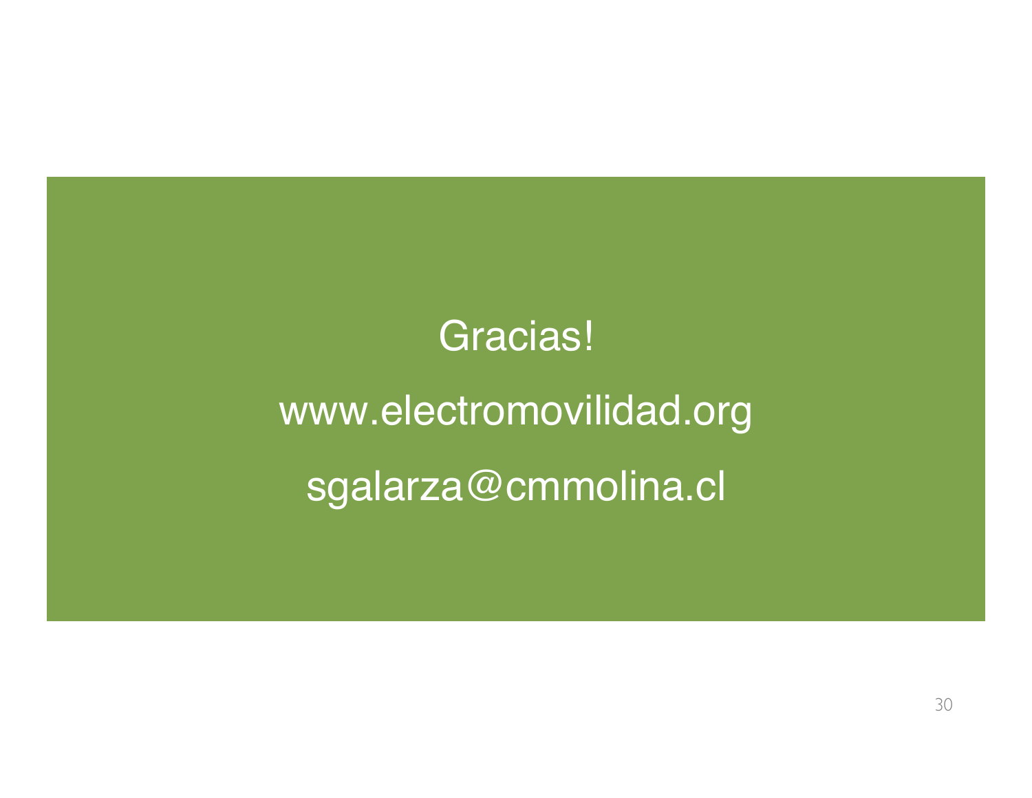Gracias!

www.electromovilidad.org

sgalarza@cmmolina.cl